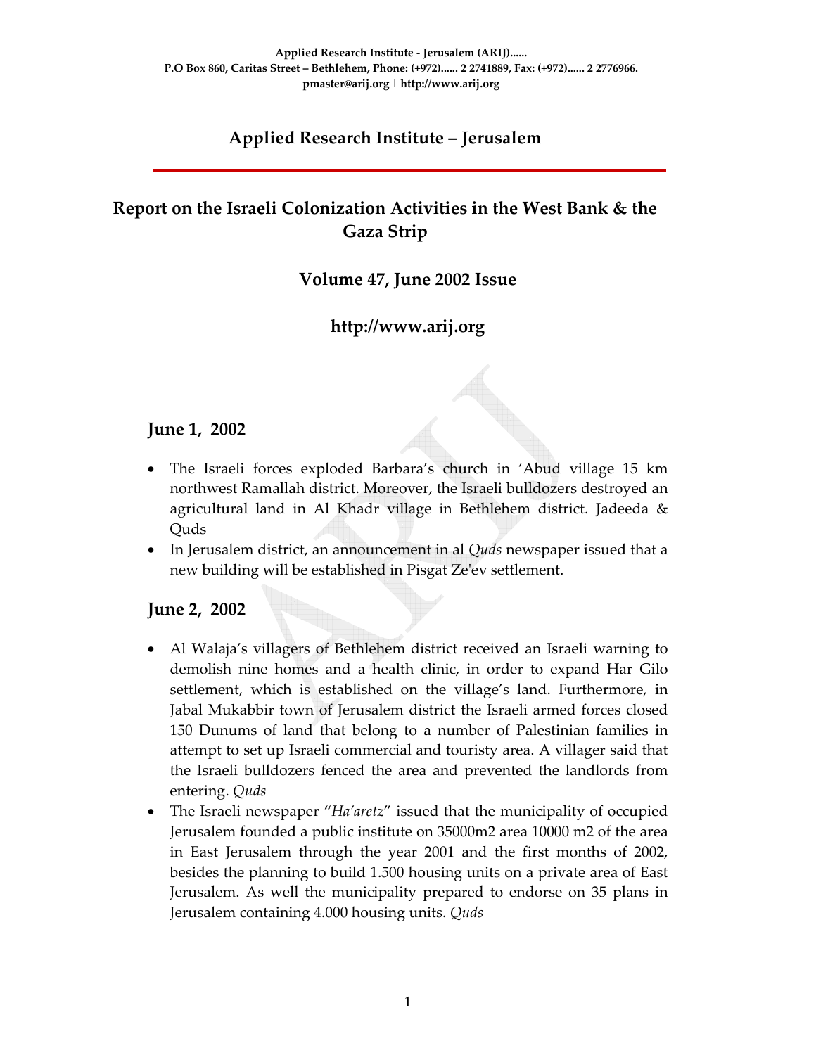**Applied Research Institute - Jerusalem (ARIJ)......**
**P.O Box 860, Caritas Street – Bethlehem, Phone: (+972)...... 2 2741889, Fax: (+972)...... 2 2776966.**
**pmaster@arij.org | http://www.arij.org**

# Applied Research Institute – Jerusalem

## Report on the Israeli Colonization Activities in the West Bank & the Gaza Strip

### Volume 47, June 2002 Issue

### http://www.arij.org

## June 1, 2002

- The Israeli forces exploded Barbara's church in 'Abud village 15 km northwest Ramallah district. Moreover, the Israeli bulldozers destroyed an agricultural land in Al Khadr village in Bethlehem district. Jadeeda & Quds
- In Jerusalem district, an announcement in al *Quds* newspaper issued that a new building will be established in Pisgat Ze'ev settlement.

## June 2, 2002

- Al Walaja's villagers of Bethlehem district received an Israeli warning to demolish nine homes and a health clinic, in order to expand Har Gilo settlement, which is established on the village's land. Furthermore, in Jabal Mukabbir town of Jerusalem district the Israeli armed forces closed 150 Dunums of land that belong to a number of Palestinian families in attempt to set up Israeli commercial and touristy area. A villager said that the Israeli bulldozers fenced the area and prevented the landlords from entering. *Quds*
- The Israeli newspaper "*Ha'aretz*" issued that the municipality of occupied Jerusalem founded a public institute on 35000m2 area 10000 m2 of the area in East Jerusalem through the year 2001 and the first months of 2002, besides the planning to build 1.500 housing units on a private area of East Jerusalem. As well the municipality prepared to endorse on 35 plans in Jerusalem containing 4.000 housing units. *Quds*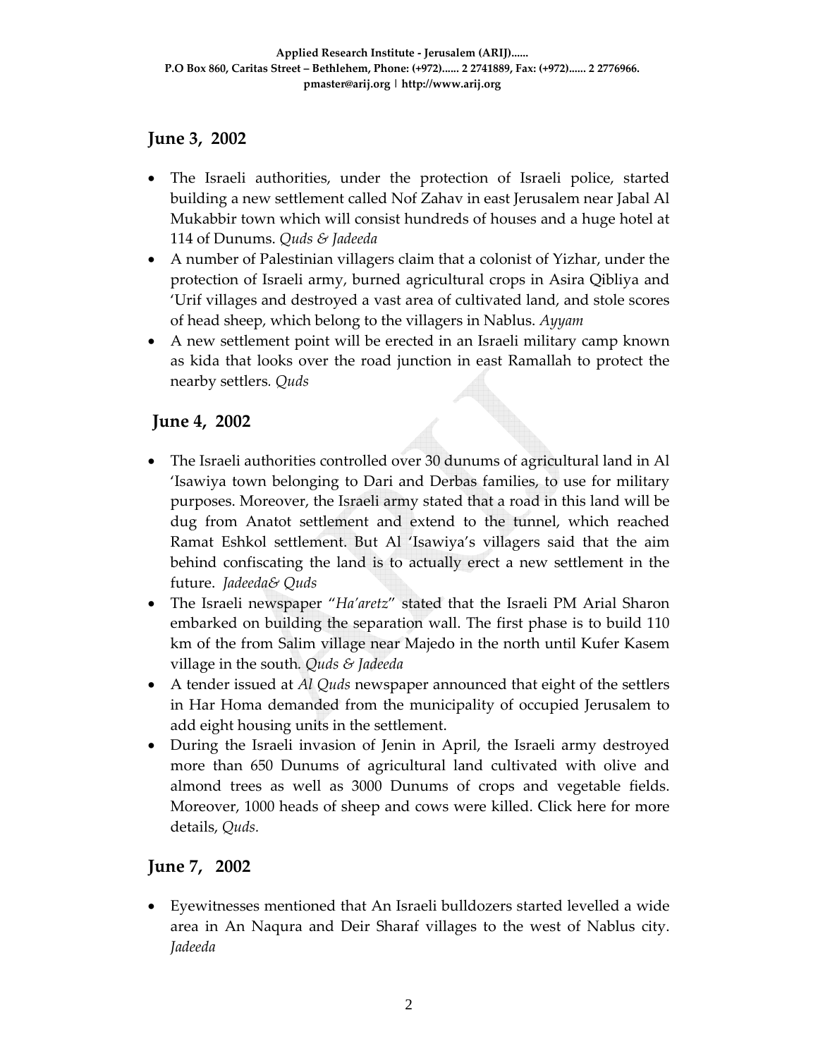## June 3, 2002

- The Israeli authorities, under the protection of Israeli police, started building a new settlement called Nof Zahav in east Jerusalem near Jabal Al Mukabbir town which will consist hundreds of houses and a huge hotel at 114 of Dunums. *Quds & Jadeeda*
- A number of Palestinian villagers claim that a colonist of Yizhar, under the protection of Israeli army, burned agricultural crops in Asira Qibliya and 'Urif villages and destroyed a vast area of cultivated land, and stole scores of head sheep, which belong to the villagers in Nablus. *Ayyam*
- A new settlement point will be erected in an Israeli military camp known as kida that looks over the road junction in east Ramallah to protect the nearby settlers. *Quds*

## June 4, 2002

- The Israeli authorities controlled over 30 dunums of agricultural land in Al 'Isawiya town belonging to Dari and Derbas families, to use for military purposes. Moreover, the Israeli army stated that a road in this land will be dug from Anatot settlement and extend to the tunnel, which reached Ramat Eshkol settlement. But Al 'Isawiya's villagers said that the aim behind confiscating the land is to actually erect a new settlement in the future. *Jadeeda& Quds*
- The Israeli newspaper "*Ha'aretz*" stated that the Israeli PM Arial Sharon embarked on building the separation wall. The first phase is to build 110 km of the from Salim village near Majedo in the north until Kufer Kasem village in the south. *Quds & Jadeeda*
- A tender issued at *Al Quds* newspaper announced that eight of the settlers in Har Homa demanded from the municipality of occupied Jerusalem to add eight housing units in the settlement.
- During the Israeli invasion of Jenin in April, the Israeli army destroyed more than 650 Dunums of agricultural land cultivated with olive and almond trees as well as 3000 Dunums of crops and vegetable fields. Moreover, 1000 heads of sheep and cows were killed. Click here for more details, *Quds.*

## June 7, 2002

- Eyewitnesses mentioned that An Israeli bulldozers started levelled a wide area in An Naqura and Deir Sharaf villages to the west of Nablus city. *Jadeeda*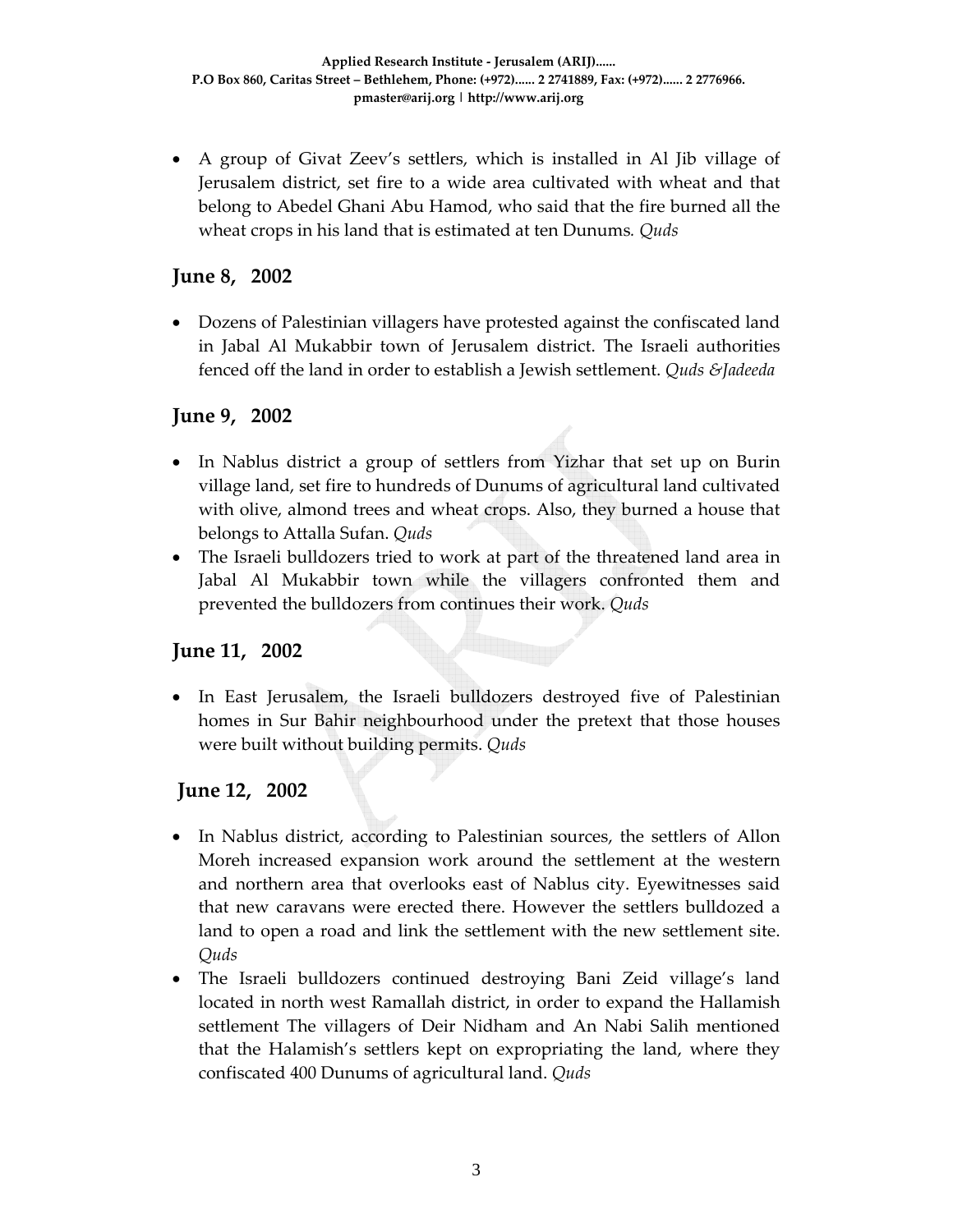- A group of Givat Zeev's settlers, which is installed in Al Jib village of Jerusalem district, set fire to a wide area cultivated with wheat and that belong to Abedel Ghani Abu Hamod, who said that the fire burned all the wheat crops in his land that is estimated at ten Dunums. *Quds*

## June 8, 2002

- Dozens of Palestinian villagers have protested against the confiscated land in Jabal Al Mukabbir town of Jerusalem district. The Israeli authorities fenced off the land in order to establish a Jewish settlement. *Quds &Jadeeda*

## June 9, 2002

- In Nablus district a group of settlers from Yizhar that set up on Burin village land, set fire to hundreds of Dunums of agricultural land cultivated with olive, almond trees and wheat crops. Also, they burned a house that belongs to Attalla Sufan. *Quds*
- The Israeli bulldozers tried to work at part of the threatened land area in Jabal Al Mukabbir town while the villagers confronted them and prevented the bulldozers from continues their work. *Quds*

## June 11, 2002

- In East Jerusalem, the Israeli bulldozers destroyed five of Palestinian homes in Sur Bahir neighbourhood under the pretext that those houses were built without building permits. *Quds*

## June 12, 2002

- In Nablus district, according to Palestinian sources, the settlers of Allon Moreh increased expansion work around the settlement at the western and northern area that overlooks east of Nablus city. Eyewitnesses said that new caravans were erected there. However the settlers bulldozed a land to open a road and link the settlement with the new settlement site. *Quds*
- The Israeli bulldozers continued destroying Bani Zeid village's land located in north west Ramallah district, in order to expand the Hallamish settlement The villagers of Deir Nidham and An Nabi Salih mentioned that the Halamish's settlers kept on expropriating the land, where they confiscated 400 Dunums of agricultural land. *Quds*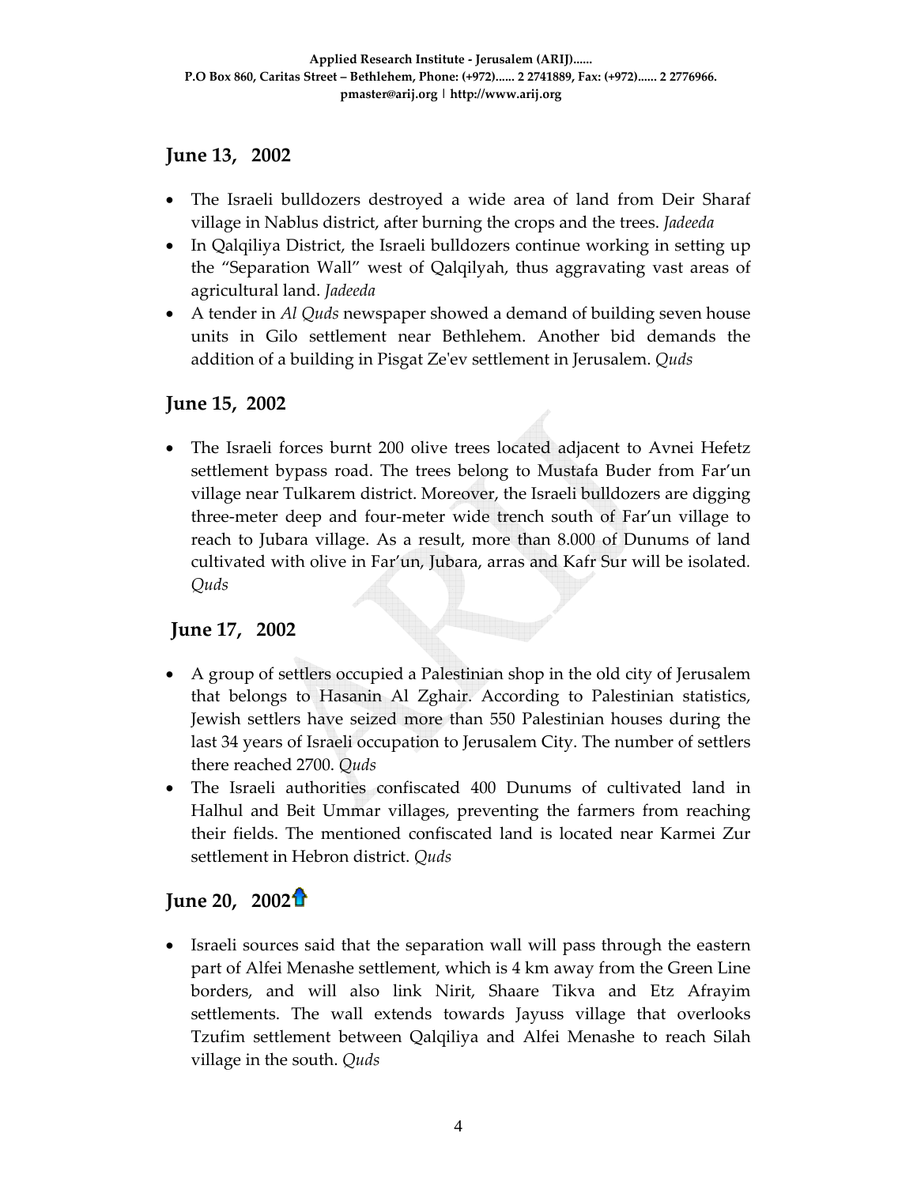## June 13, 2002

- The Israeli bulldozers destroyed a wide area of land from Deir Sharaf village in Nablus district, after burning the crops and the trees. *Jadeeda*
- In Qalqiliya District, the Israeli bulldozers continue working in setting up the "Separation Wall" west of Qalqilyah, thus aggravating vast areas of agricultural land. *Jadeeda*
- A tender in *Al Quds* newspaper showed a demand of building seven house units in Gilo settlement near Bethlehem. Another bid demands the addition of a building in Pisgat Ze'ev settlement in Jerusalem. *Quds*

## June 15, 2002

- The Israeli forces burnt 200 olive trees located adjacent to Avnei Hefetz settlement bypass road. The trees belong to Mustafa Buder from Far'un village near Tulkarem district. Moreover, the Israeli bulldozers are digging three-meter deep and four-meter wide trench south of Far'un village to reach to Jubara village. As a result, more than 8.000 of Dunums of land cultivated with olive in Far'un, Jubara, arras and Kafr Sur will be isolated. *Quds*

## June 17, 2002

- A group of settlers occupied a Palestinian shop in the old city of Jerusalem that belongs to Hasanin Al Zghair. According to Palestinian statistics, Jewish settlers have seized more than 550 Palestinian houses during the last 34 years of Israeli occupation to Jerusalem City. The number of settlers there reached 2700. *Quds*
- The Israeli authorities confiscated 400 Dunums of cultivated land in Halhul and Beit Ummar villages, preventing the farmers from reaching their fields. The mentioned confiscated land is located near Karmei Zur settlement in Hebron district. *Quds*

## June 20, 2002

- Israeli sources said that the separation wall will pass through the eastern part of Alfei Menashe settlement, which is 4 km away from the Green Line borders, and will also link Nirit, Shaare Tikva and Etz Afrayim settlements. The wall extends towards Jayuss village that overlooks Tzufim settlement between Qalqiliya and Alfei Menashe to reach Silah village in the south. *Quds*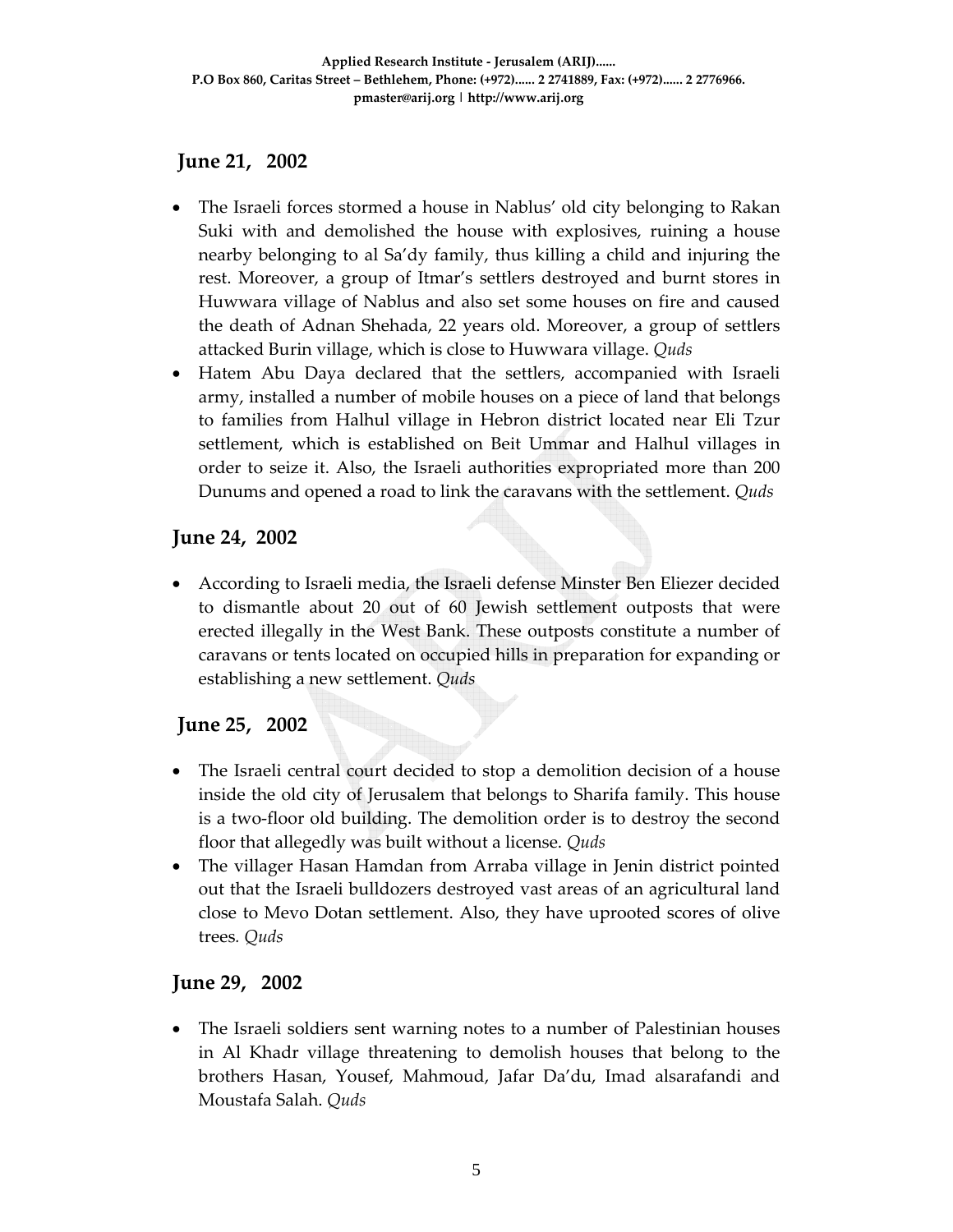## June 21, 2002

- The Israeli forces stormed a house in Nablus' old city belonging to Rakan Suki with and demolished the house with explosives, ruining a house nearby belonging to al Sa'dy family, thus killing a child and injuring the rest. Moreover, a group of Itmar's settlers destroyed and burnt stores in Huwwara village of Nablus and also set some houses on fire and caused the death of Adnan Shehada, 22 years old. Moreover, a group of settlers attacked Burin village, which is close to Huwwara village. *Quds*
- Hatem Abu Daya declared that the settlers, accompanied with Israeli army, installed a number of mobile houses on a piece of land that belongs to families from Halhul village in Hebron district located near Eli Tzur settlement, which is established on Beit Ummar and Halhul villages in order to seize it. Also, the Israeli authorities expropriated more than 200 Dunums and opened a road to link the caravans with the settlement. *Quds*

## June 24, 2002

- According to Israeli media, the Israeli defense Minster Ben Eliezer decided to dismantle about 20 out of 60 Jewish settlement outposts that were erected illegally in the West Bank. These outposts constitute a number of caravans or tents located on occupied hills in preparation for expanding or establishing a new settlement. *Quds*

## June 25, 2002

- The Israeli central court decided to stop a demolition decision of a house inside the old city of Jerusalem that belongs to Sharifa family. This house is a two-floor old building. The demolition order is to destroy the second floor that allegedly was built without a license. *Quds*
- The villager Hasan Hamdan from Arraba village in Jenin district pointed out that the Israeli bulldozers destroyed vast areas of an agricultural land close to Mevo Dotan settlement. Also, they have uprooted scores of olive trees. *Quds*

## June 29, 2002

- The Israeli soldiers sent warning notes to a number of Palestinian houses in Al Khadr village threatening to demolish houses that belong to the brothers Hasan, Yousef, Mahmoud, Jafar Da'du, Imad alsarafandi and Moustafa Salah. *Quds*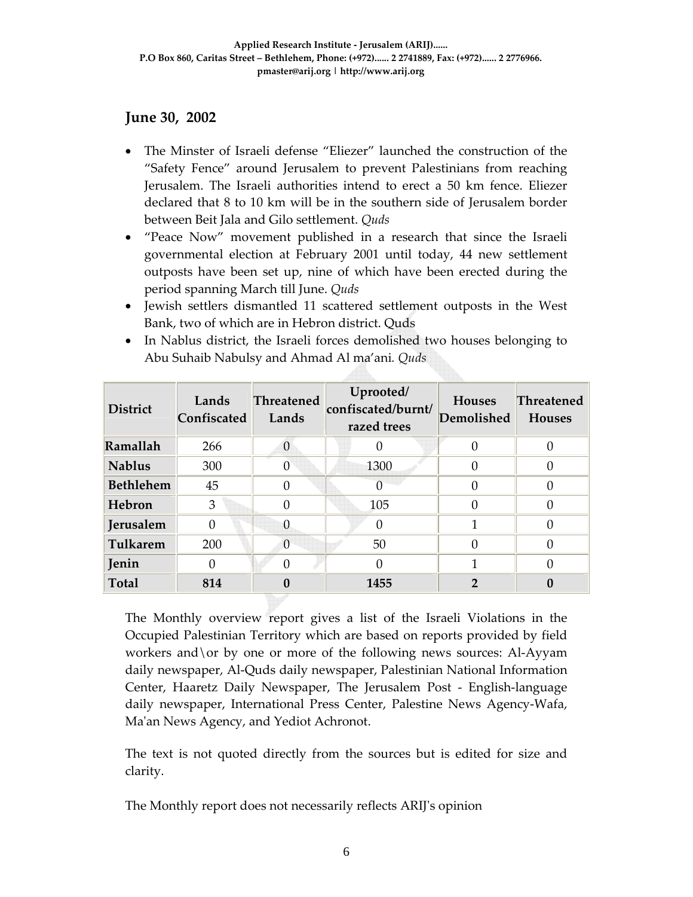## June 30, 2002

- The Minster of Israeli defense "Eliezer" launched the construction of the "Safety Fence" around Jerusalem to prevent Palestinians from reaching Jerusalem. The Israeli authorities intend to erect a 50 km fence. Eliezer declared that 8 to 10 km will be in the southern side of Jerusalem border between Beit Jala and Gilo settlement. *Quds*
- "Peace Now" movement published in a research that since the Israeli governmental election at February 2001 until today, 44 new settlement outposts have been set up, nine of which have been erected during the period spanning March till June. *Quds*
- Jewish settlers dismantled 11 scattered settlement outposts in the West Bank, two of which are in Hebron district. Quds
- In Nablus district, the Israeli forces demolished two houses belonging to Abu Suhaib Nabulsy and Ahmad Al ma'ani. *Quds*

| District | Lands Confiscated | Threatened Lands | Uprooted/ confiscated/burnt/ razed trees | Houses Demolished | Threatened Houses |
|---|---|---|---|---|---|
| **Ramallah** | 266 | 0 | 0 | 0 | 0 |
| **Nablus** | 300 | 0 | 1300 | 0 | 0 |
| **Bethlehem** | 45 | 0 | 0 | 0 | 0 |
| **Hebron** | 3 | 0 | 105 | 0 | 0 |
| **Jerusalem** | 0 | 0 | 0 | 1 | 0 |
| **Tulkarem** | 200 | 0 | 50 | 0 | 0 |
| **Jenin** | 0 | 0 | 0 | 1 | 0 |
| **Total** | **814** | **0** | **1455** | **2** | **0** |

The Monthly overview report gives a list of the Israeli Violations in the Occupied Palestinian Territory which are based on reports provided by field workers and\or by one or more of the following news sources: Al-Ayyam daily newspaper, Al-Quds daily newspaper, Palestinian National Information Center, Haaretz Daily Newspaper, The Jerusalem Post - English-language daily newspaper, International Press Center, Palestine News Agency-Wafa, Ma'an News Agency, and Yediot Achronot.

The text is not quoted directly from the sources but is edited for size and clarity.

The Monthly report does not necessarily reflects ARIJ's opinion